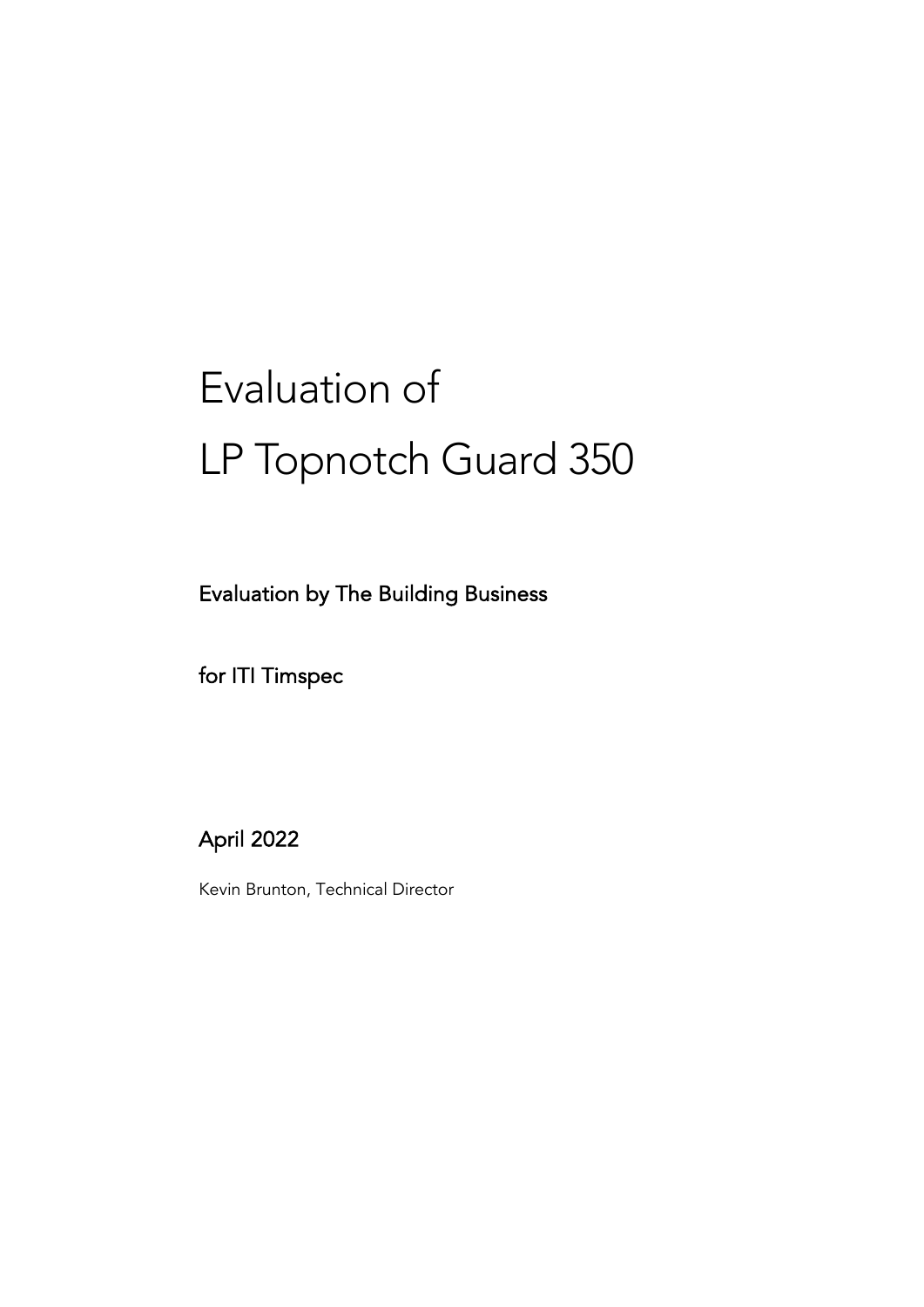# Evaluation of LP Topnotch Guard 350

**Evaluation by The Building Business**

**for ITI Timspec**

**April 2022**

Kevin Brunton, Technical Director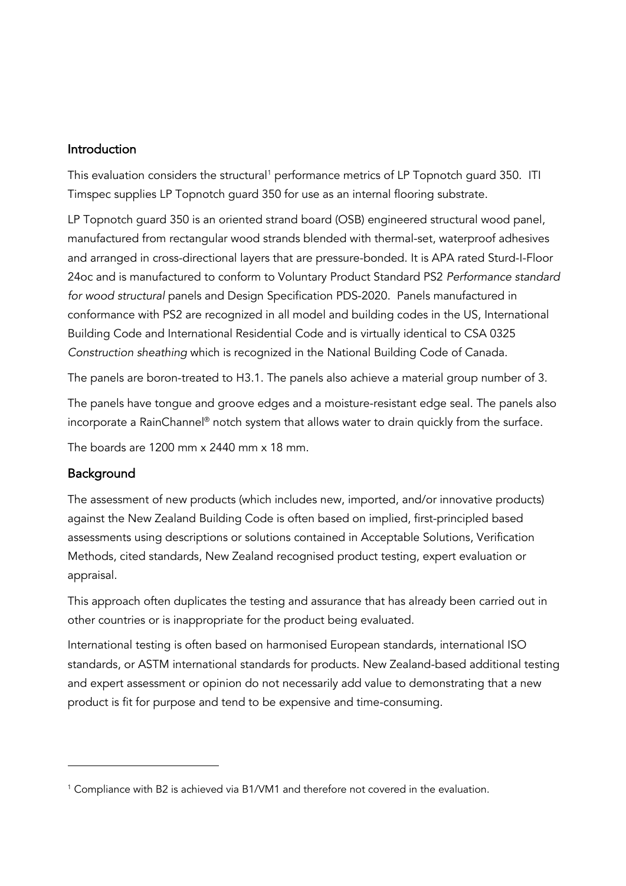## Introduction

This evaluation considers the structural[1] performance metrics of LP Topnotch guard 350. ITI Timspec supplies LP Topnotch guard 350 for use as an internal flooring substrate.

LP Topnotch guard 350 is an oriented strand board (OSB) engineered structural wood panel, manufactured from rectangular wood strands blended with thermal-set, waterproof adhesives and arranged in cross-directional layers that are pressure-bonded. It is APA rated Sturd-I-Floor 24oc and is manufactured to conform to Voluntary Product Standard PS2 *Performance standard for wood structural* panels and Design Specification PDS-2020. Panels manufactured in conformance with PS2 are recognized in all model and building codes in the US, International Building Code and International Residential Code and is virtually identical to CSA 0325 *Construction sheathing* which is recognized in the National Building Code of Canada.

The panels are boron-treated to H3.1. The panels also achieve a material group number of 3.

The panels have tongue and groove edges and a moisture-resistant edge seal. The panels also incorporate a RainChannel® notch system that allows water to drain quickly from the surface.

The boards are 1200 mm x 2440 mm x 18 mm.

## Background

The assessment of new products (which includes new, imported, and/or innovative products) against the New Zealand Building Code is often based on implied, first-principled based assessments using descriptions or solutions contained in Acceptable Solutions, Verification Methods, cited standards, New Zealand recognised product testing, expert evaluation or appraisal.

This approach often duplicates the testing and assurance that has already been carried out in other countries or is inappropriate for the product being evaluated.

International testing is often based on harmonised European standards, international ISO standards, or ASTM international standards for products. New Zealand-based additional testing and expert assessment or opinion do not necessarily add value to demonstrating that a new product is fit for purpose and tend to be expensive and time-consuming.

---

[1] Compliance with B2 is achieved via B1/VM1 and therefore not covered in the evaluation.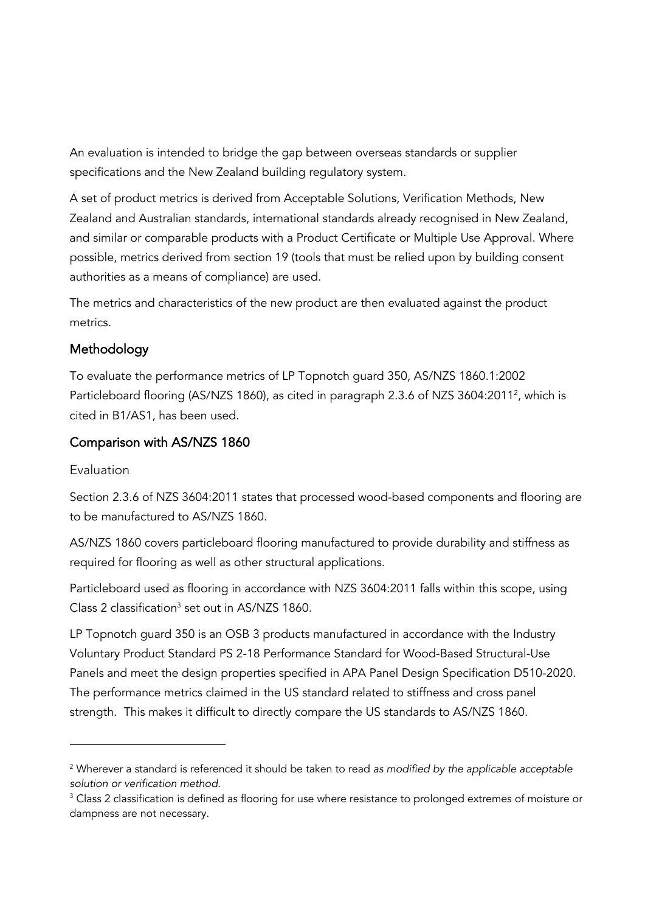An evaluation is intended to bridge the gap between overseas standards or supplier specifications and the New Zealand building regulatory system.

A set of product metrics is derived from Acceptable Solutions, Verification Methods, New Zealand and Australian standards, international standards already recognised in New Zealand, and similar or comparable products with a Product Certificate or Multiple Use Approval. Where possible, metrics derived from section 19 (tools that must be relied upon by building consent authorities as a means of compliance) are used.

The metrics and characteristics of the new product are then evaluated against the product metrics.

## Methodology

To evaluate the performance metrics of LP Topnotch guard 350, AS/NZS 1860.1:2002 Particleboard flooring (AS/NZS 1860), as cited in paragraph 2.3.6 of NZS 3604:2011[2], which is cited in B1/AS1, has been used.

## Comparison with AS/NZS 1860

### Evaluation

Section 2.3.6 of NZS 3604:2011 states that processed wood-based components and flooring are to be manufactured to AS/NZS 1860.

AS/NZS 1860 covers particleboard flooring manufactured to provide durability and stiffness as required for flooring as well as other structural applications.

Particleboard used as flooring in accordance with NZS 3604:2011 falls within this scope, using Class 2 classification[3] set out in AS/NZS 1860.

LP Topnotch guard 350 is an OSB 3 products manufactured in accordance with the Industry Voluntary Product Standard PS 2-18 Performance Standard for Wood-Based Structural-Use Panels and meet the design properties specified in APA Panel Design Specification D510-2020. The performance metrics claimed in the US standard related to stiffness and cross panel strength. This makes it difficult to directly compare the US standards to AS/NZS 1860.

---

[2] Wherever a standard is referenced it should be taken to read *as modified by the applicable acceptable solution or verification method.*

[3] Class 2 classification is defined as flooring for use where resistance to prolonged extremes of moisture or dampness are not necessary.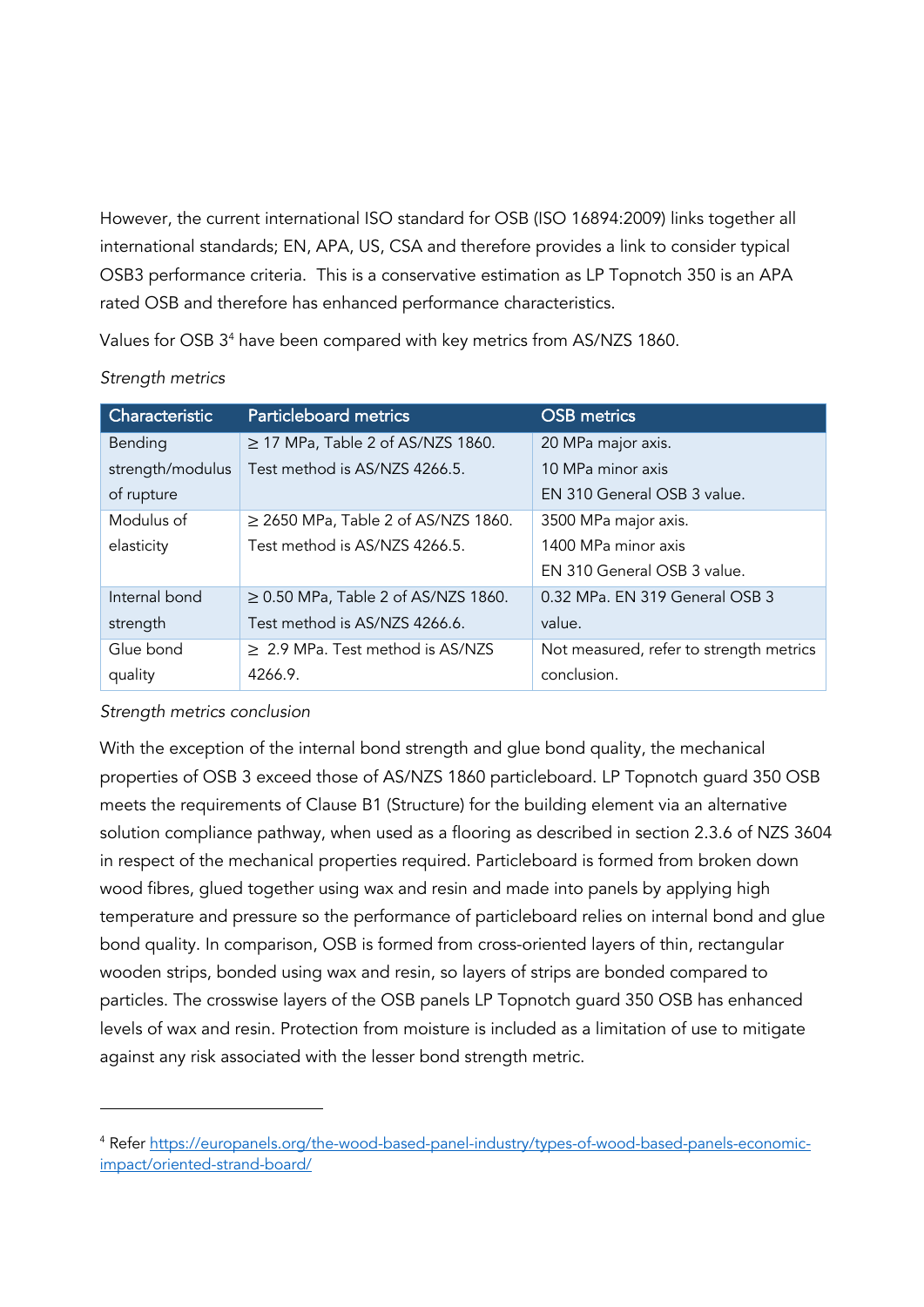However, the current international ISO standard for OSB (ISO 16894:2009) links together all international standards; EN, APA, US, CSA and therefore provides a link to consider typical OSB3 performance criteria.  This is a conservative estimation as LP Topnotch 350 is an APA rated OSB and therefore has enhanced performance characteristics.

Values for OSB 3[4] have been compared with key metrics from AS/NZS 1860.

*Strength metrics*

| Characteristic | Particleboard metrics | OSB metrics |
|---|---|---|
| Bending strength/modulus of rupture | ≥ 17 MPa, Table 2 of AS/NZS 1860. Test method is AS/NZS 4266.5. | 20 MPa major axis. 10 MPa minor axis EN 310 General OSB 3 value. |
| Modulus of elasticity | ≥ 2650 MPa, Table 2 of AS/NZS 1860. Test method is AS/NZS 4266.5. | 3500 MPa major axis. 1400 MPa minor axis EN 310 General OSB 3 value. |
| Internal bond strength | ≥ 0.50 MPa, Table 2 of AS/NZS 1860. Test method is AS/NZS 4266.6. | 0.32 MPa. EN 319 General OSB 3 value. |
| Glue bond quality | ≥  2.9 MPa. Test method is AS/NZS 4266.9. | Not measured, refer to strength metrics conclusion. |

*Strength metrics conclusion*

With the exception of the internal bond strength and glue bond quality, the mechanical properties of OSB 3 exceed those of AS/NZS 1860 particleboard. LP Topnotch guard 350 OSB meets the requirements of Clause B1 (Structure) for the building element via an alternative solution compliance pathway, when used as a flooring as described in section 2.3.6 of NZS 3604 in respect of the mechanical properties required. Particleboard is formed from broken down wood fibres, glued together using wax and resin and made into panels by applying high temperature and pressure so the performance of particleboard relies on internal bond and glue bond quality. In comparison, OSB is formed from cross-oriented layers of thin, rectangular wooden strips, bonded using wax and resin, so layers of strips are bonded compared to particles. The crosswise layers of the OSB panels LP Topnotch guard 350 OSB has enhanced levels of wax and resin. Protection from moisture is included as a limitation of use to mitigate against any risk associated with the lesser bond strength metric.

---

[4] Refer https://europanels.org/the-wood-based-panel-industry/types-of-wood-based-panels-economic-impact/oriented-strand-board/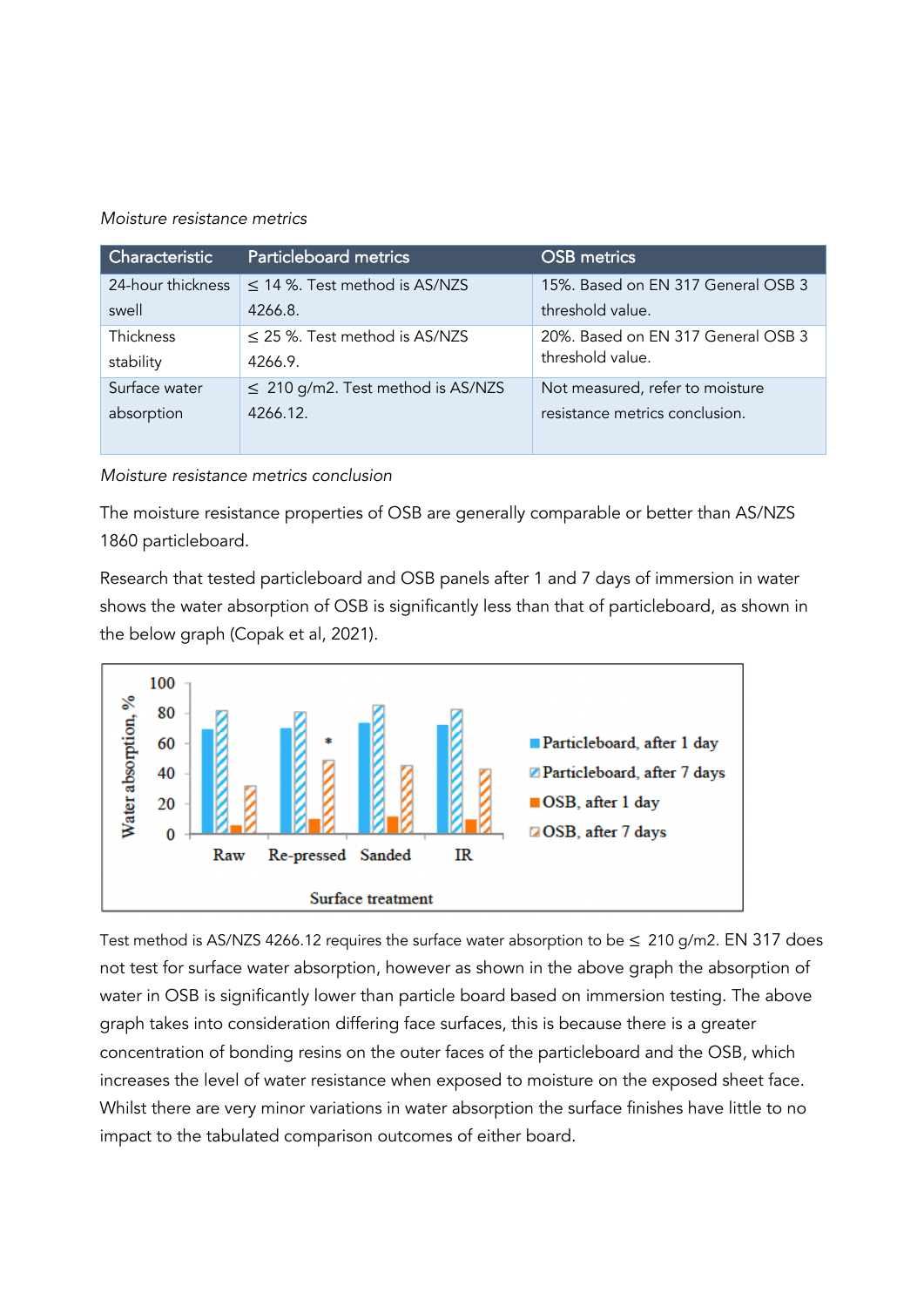*Moisture resistance metrics*

| Characteristic | Particleboard metrics | OSB metrics |
|---|---|---|
| 24-hour thickness swell | ≤ 14 %. Test method is AS/NZS 4266.8. | 15%. Based on EN 317 General OSB 3 threshold value. |
| Thickness stability | ≤ 25 %. Test method is AS/NZS 4266.9. | 20%. Based on EN 317 General OSB 3 threshold value. |
| Surface water absorption | ≤ 210 g/m2. Test method is AS/NZS 4266.12. | Not measured, refer to moisture resistance metrics conclusion. |

*Moisture resistance metrics conclusion*

The moisture resistance properties of OSB are generally comparable or better than AS/NZS 1860 particleboard.

Research that tested particleboard and OSB panels after 1 and 7 days of immersion in water shows the water absorption of OSB is significantly less than that of particleboard, as shown in the below graph (Copak et al, 2021).

Test method is AS/NZS 4266.12 requires the surface water absorption to be ≤ 210 g/m2. EN 317 does not test for surface water absorption, however as shown in the above graph the absorption of water in OSB is significantly lower than particle board based on immersion testing. The above graph takes into consideration differing face surfaces, this is because there is a greater concentration of bonding resins on the outer faces of the particleboard and the OSB, which increases the level of water resistance when exposed to moisture on the exposed sheet face. Whilst there are very minor variations in water absorption the surface finishes have little to no impact to the tabulated comparison outcomes of either board.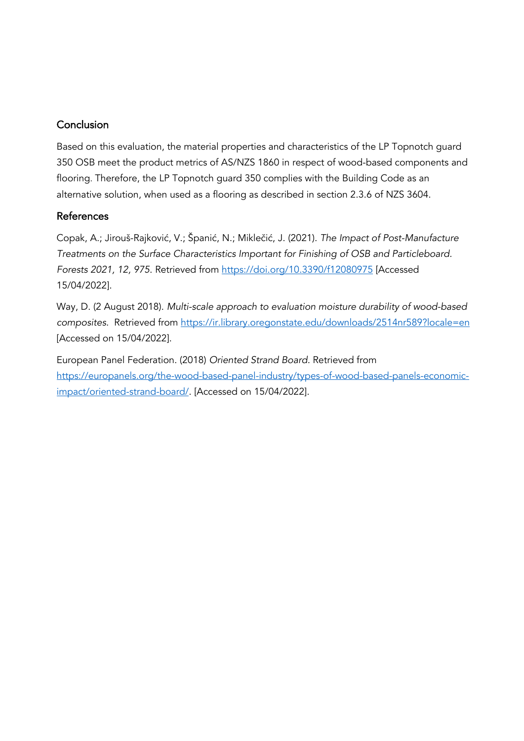## Conclusion

Based on this evaluation, the material properties and characteristics of the LP Topnotch guard 350 OSB meet the product metrics of AS/NZS 1860 in respect of wood-based components and flooring. Therefore, the LP Topnotch guard 350 complies with the Building Code as an alternative solution, when used as a flooring as described in section 2.3.6 of NZS 3604.

## References

Copak, A.; Jirouš-Rajković, V.; Španić, N.; Miklečić, J. (2021). *The Impact of Post-Manufacture Treatments on the Surface Characteristics Important for Finishing of OSB and Particleboard. Forests 2021, 12, 975*. Retrieved from [https://doi.org/10.3390/f12080975](https://doi.org/10.3390/f12080975) [Accessed 15/04/2022].

Way, D. (2 August 2018). *Multi-scale approach to evaluation moisture durability of wood-based composites.* Retrieved from [https://ir.library.oregonstate.edu/downloads/2514nr589?locale=en](https://ir.library.oregonstate.edu/downloads/2514nr589?locale=en) [Accessed on 15/04/2022].

European Panel Federation. (2018) *Oriented Strand Board.* Retrieved from [https://europanels.org/the-wood-based-panel-industry/types-of-wood-based-panels-economic-impact/oriented-strand-board/](https://europanels.org/the-wood-based-panel-industry/types-of-wood-based-panels-economic-impact/oriented-strand-board/). [Accessed on 15/04/2022].